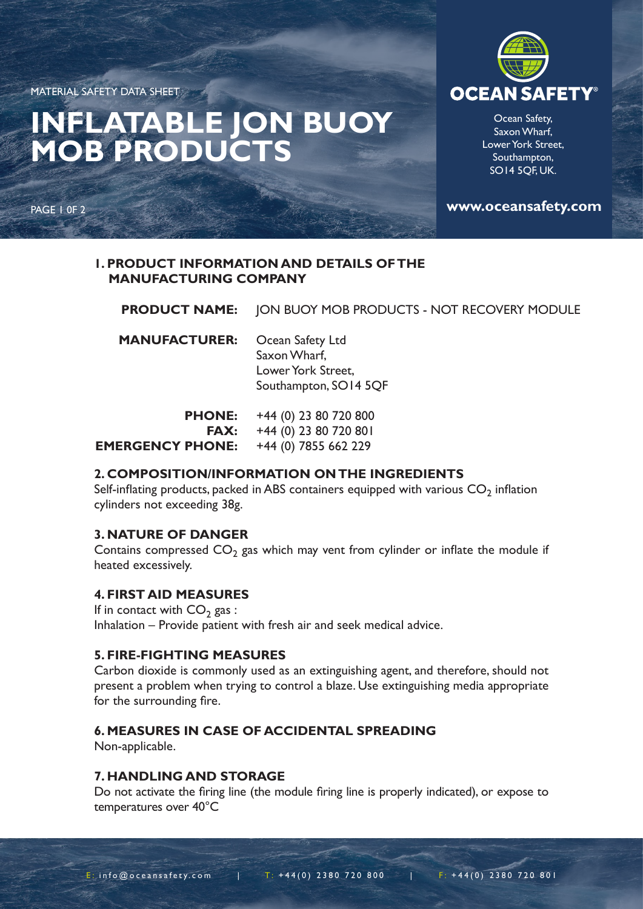MATERIAL SAFETY DATA SHEET

# INFLATABLE JON BUOY MOB PRODUCTS

**OCEAN SAFETY®**

Ocean Safety,
Saxon Wharf,
Lower York Street,
Southampton,
SO14 5QF, UK.

**www.oceansafety.com**

## 1. PRODUCT INFORMATION AND DETAILS OF THE MANUFACTURING COMPANY

**PRODUCT NAME:** JON BUOY MOB PRODUCTS - NOT RECOVERY MODULE

**MANUFACTURER:** Ocean Safety Ltd
Saxon Wharf,
Lower York Street,
Southampton, SO14 5QF

**PHONE:** +44 (0) 23 80 720 800
**FAX:** +44 (0) 23 80 720 801
**EMERGENCY PHONE:** +44 (0) 7855 662 229

## 2. COMPOSITION/INFORMATION ON THE INGREDIENTS

Self-inflating products, packed in ABS containers equipped with various $CO_2$ inflation cylinders not exceeding 38g.

## 3. NATURE OF DANGER

Contains compressed $CO_2$ gas which may vent from cylinder or inflate the module if heated excessively.

## 4. FIRST AID MEASURES

If in contact with $CO_2$ gas :
Inhalation – Provide patient with fresh air and seek medical advice.

## 5. FIRE-FIGHTING MEASURES

Carbon dioxide is commonly used as an extinguishing agent, and therefore, should not present a problem when trying to control a blaze. Use extinguishing media appropriate for the surrounding fire.

## 6. MEASURES IN CASE OF ACCIDENTAL SPREADING

Non-applicable.

## 7. HANDLING AND STORAGE

Do not activate the firing line (the module firing line is properly indicated), or expose to temperatures over 40°C

E: info@oceansafety.com | T: +44(0) 2380 720 800 | F: +44(0) 2380 720 801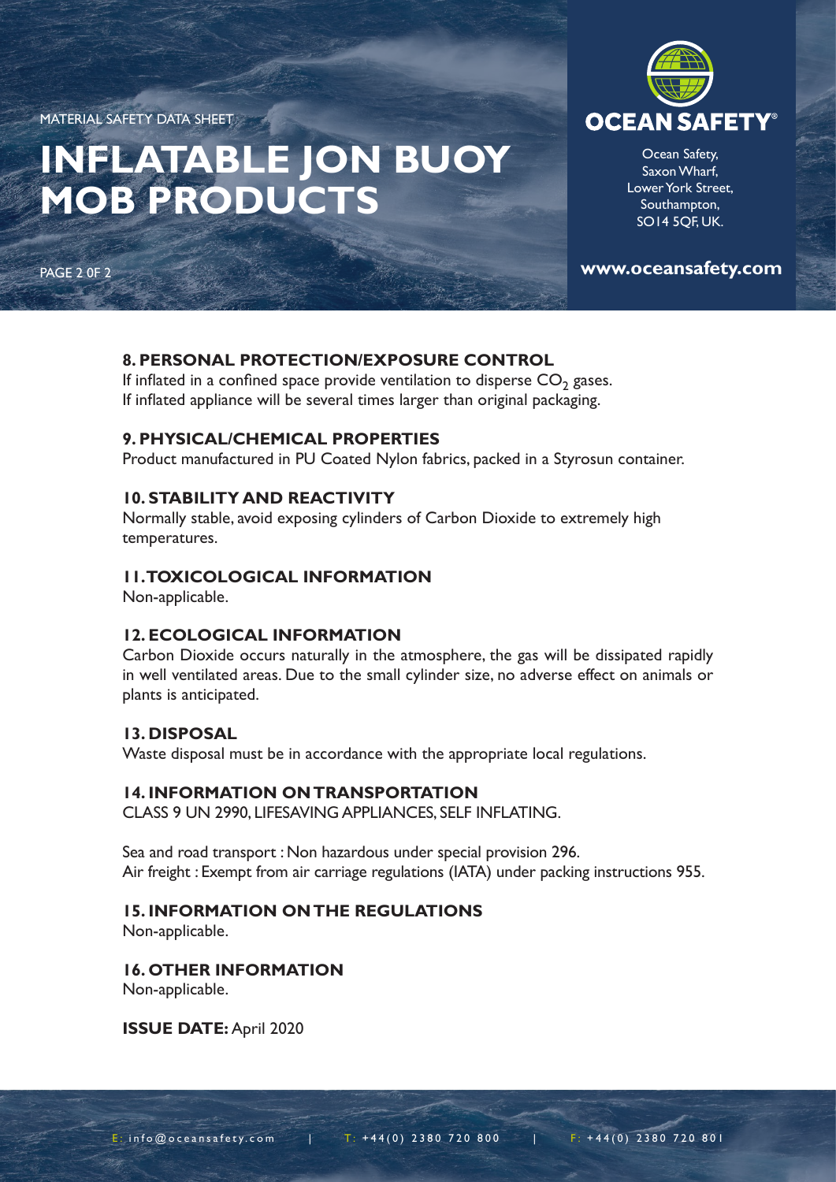MATERIAL SAFETY DATA SHEET

# INFLATABLE JON BUOY MOB PRODUCTS

**OCEAN SAFETY®**

Ocean Safety,
Saxon Wharf,
Lower York Street,
Southampton,
SO14 5QF, UK.

**www.oceansafety.com**

## 8. PERSONAL PROTECTION/EXPOSURE CONTROL

If inflated in a confined space provide ventilation to disperse $CO_2$ gases.
If inflated appliance will be several times larger than original packaging.

## 9. PHYSICAL/CHEMICAL PROPERTIES

Product manufactured in PU Coated Nylon fabrics, packed in a Styrosun container.

## 10. STABILITY AND REACTIVITY

Normally stable, avoid exposing cylinders of Carbon Dioxide to extremely high temperatures.

## 11. TOXICOLOGICAL INFORMATION

Non-applicable.

## 12. ECOLOGICAL INFORMATION

Carbon Dioxide occurs naturally in the atmosphere, the gas will be dissipated rapidly in well ventilated areas. Due to the small cylinder size, no adverse effect on animals or plants is anticipated.

## 13. DISPOSAL

Waste disposal must be in accordance with the appropriate local regulations.

## 14. INFORMATION ON TRANSPORTATION

CLASS 9 UN 2990, LIFESAVING APPLIANCES, SELF INFLATING.

Sea and road transport : Non hazardous under special provision 296.
Air freight : Exempt from air carriage regulations (IATA) under packing instructions 955.

## 15. INFORMATION ON THE REGULATIONS

Non-applicable.

## 16. OTHER INFORMATION

Non-applicable.

**ISSUE DATE:** April 2020

E: info@oceansafety.com | T: +44(0) 2380 720 800 | F: +44(0) 2380 720 801